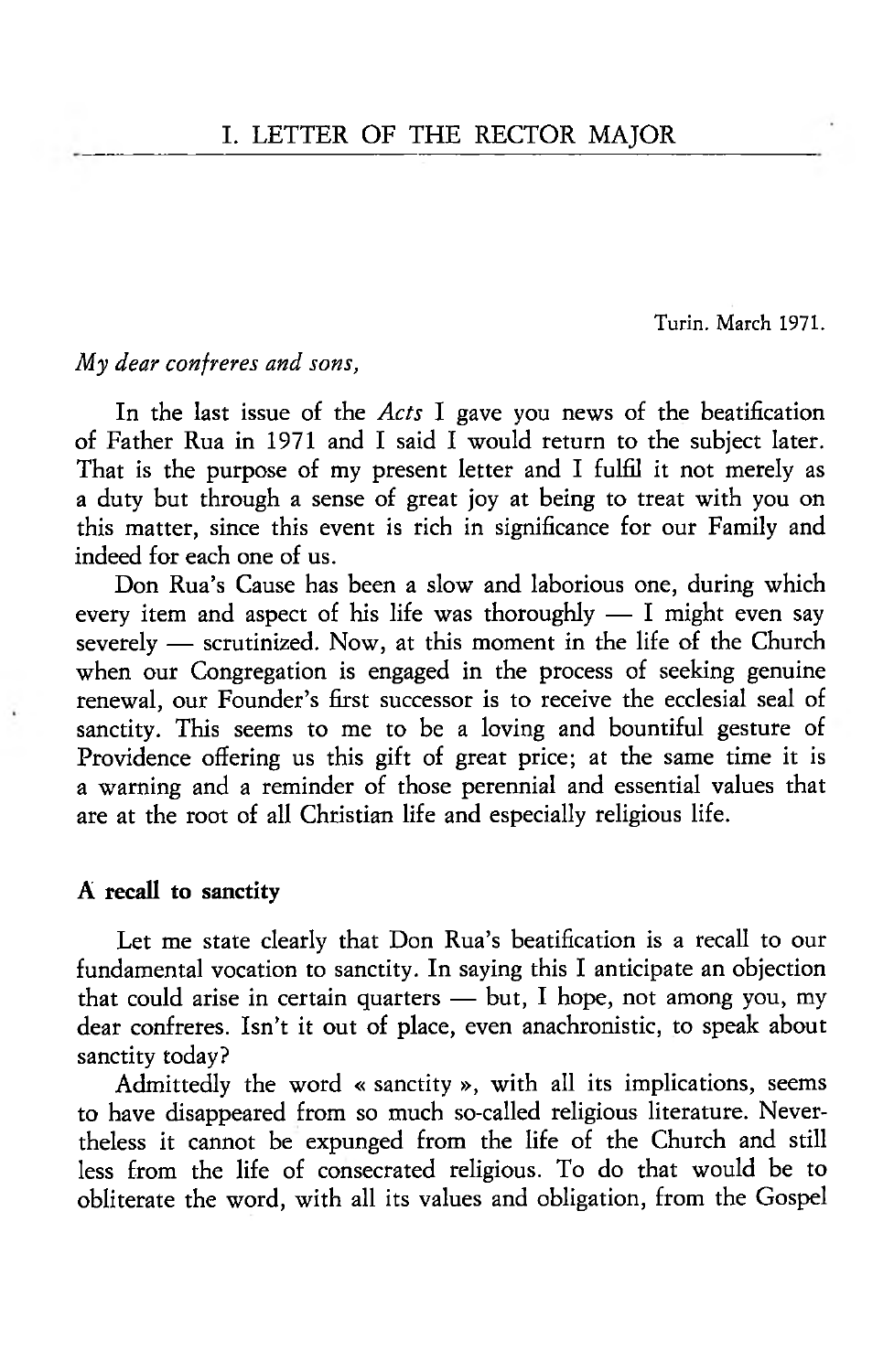# I. LETTER OF THE RECTOR MAJOR

Turin. March 1971.

*My dear confreres and sons,*

In the last issue of the *Acts* I gave you news of the beatification of Father Rua in 1971 and I said I would return to the subject later. That is the purpose of my present letter and I fulfil it not merely as a duty but through a sense of great joy at being to treat with you on this matter, since this event is rich in significance for our Family and indeed for each one of us.

Don Rua's Cause has been a slow and laborious one, during which every item and aspect of his life was thoroughly — I might even say severely — scrutinized. Now, at this moment in the life of the Church when our Congregation is engaged in the process of seeking genuine renewal, our Founder's first successor is to receive the ecclesial seal of sanctity. This seems to me to be a loving and bountiful gesture of Providence offering us this gift of great price; at the same time it is a warning and a reminder of those perennial and essential values that are at the root of all Christian life and especially religious life.

**A recall to sanctity**

Let me state clearly that Don Rua's beatification is a recall to our fundamental vocation to sanctity. In saying this I anticipate an objection that could arise in certain quarters — but, I hope, not among you, my dear confreres. Isn't it out of place, even anachronistic, to speak about sanctity today?

Admittedly the word « sanctity », with all its implications, seems to have disappeared from so much so-called religious literature. Nevertheless it cannot be expunged from the life of the Church and still less from the life of consecrated religious. To do that would be to obliterate the word, with all its values and obligation, from the Gospel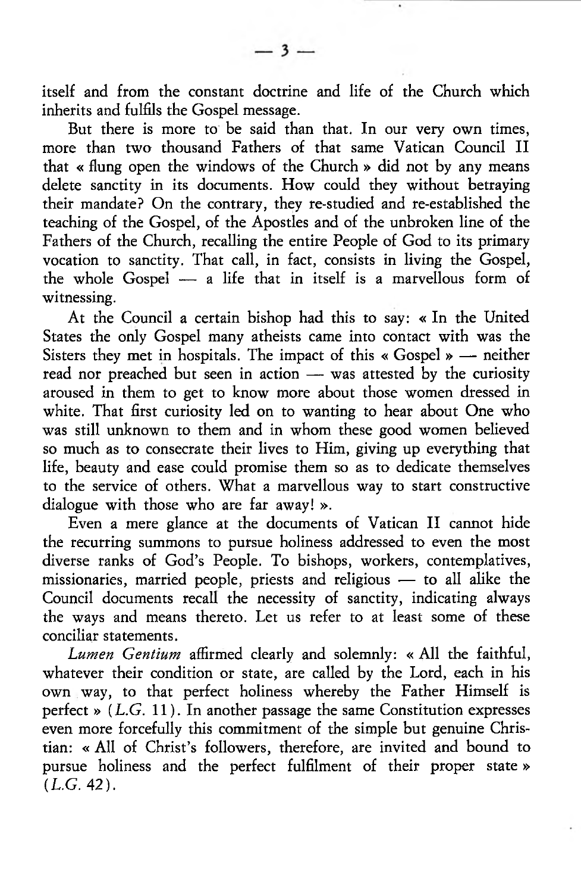itself and from the constant doctrine and life of the Church which inherits and fulfils the Gospel message.

But there is more to be said than that. In our very own times, more than two thousand Fathers of that same Vatican Council II that « flung open the windows of the Church » did not by any means delete sanctity in its documents. How could they without betraying their mandate? On the contrary, they re-studied and re-established the teaching of the Gospel, of the Apostles and of the unbroken line of the Fathers of the Church, recalling the entire People of God to its primary vocation to sanctity. That call, in fact, consists in living the Gospel, the whole Gospel — a life that in itself is a marvellous form of witnessing.

At the Council a certain bishop had this to say: « In the United States the only Gospel many atheists came into contact with was the Sisters they met in hospitals. The impact of this « Gospel » — neither read nor preached but seen in action — was attested by the curiosity aroused in them to get to know more about those women dressed in white. That first curiosity led on to wanting to hear about One who was still unknown to them and in whom these good women believed so much as to consecrate their lives to Him, giving up everything that life, beauty and ease could promise them so as to dedicate themselves to the service of others. What a marvellous way to start constructive dialogue with those who are far away! ».

Even a mere glance at the documents of Vatican II cannot hide the recurring summons to pursue holiness addressed to even the most diverse ranks of God's People. To bishops, workers, contemplatives, missionaries, married people, priests and religious — to all alike the Council documents recall the necessity of sanctity, indicating always the ways and means thereto. Let us refer to at least some of these conciliar statements.

*Lumen Gentium* affirmed clearly and solemnly: « All the faithful, whatever their condition or state, are called by the Lord, each in his own way, to that perfect holiness whereby the Father Himself is perfect » (*L.G.* 11). In another passage the same Constitution expresses even more forcefully this commitment of the simple but genuine Christian: « All of Christ's followers, therefore, are invited and bound to pursue holiness and the perfect fulfilment of their proper state » (*L.G.* 42).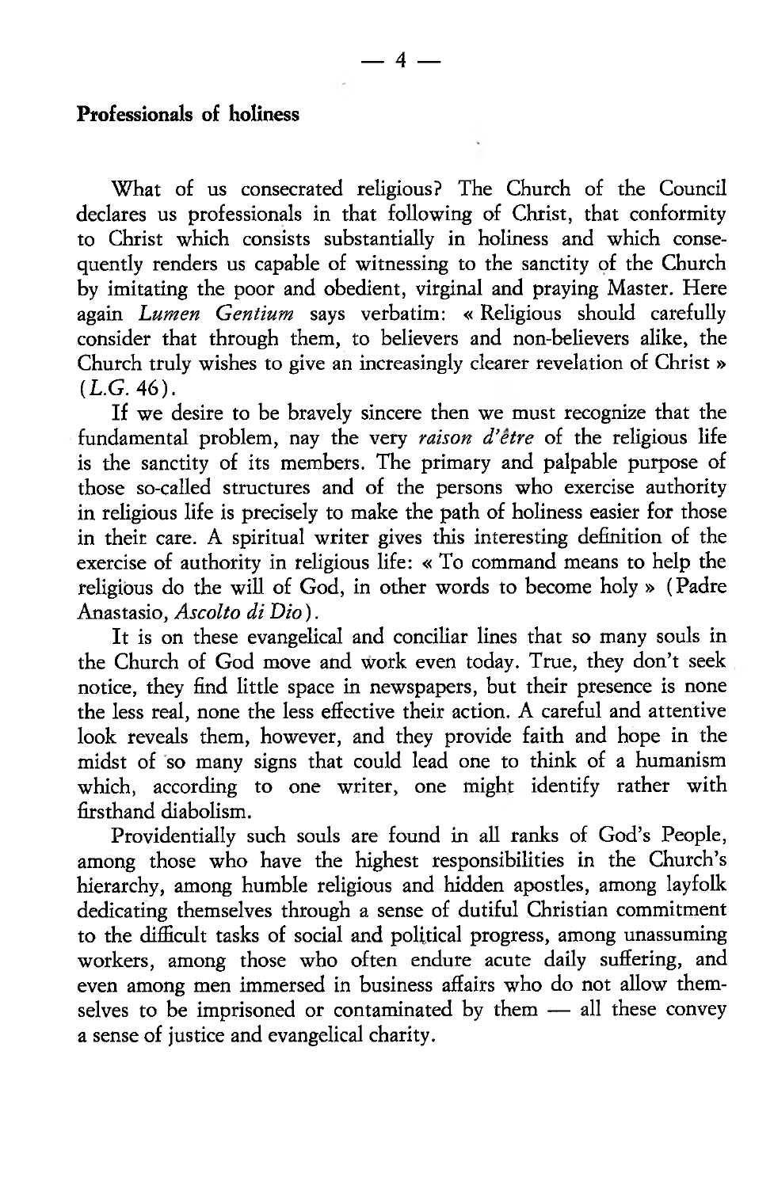## Professionals of holiness

What of us consecrated religious? The Church of the Council declares us professionals in that following of Christ, that conformity to Christ which consists substantially in holiness and which consequently renders us capable of witnessing to the sanctity of the Church by imitating the poor and obedient, virginal and praying Master. Here again *Lumen Gentium* says verbatim: « Religious should carefully consider that through them, to believers and non-believers alike, the Church truly wishes to give an increasingly clearer revelation of Christ » (*L.G.* 46).

If we desire to be bravely sincere then we must recognize that the fundamental problem, nay the very *raison d'être* of the religious life is the sanctity of its members. The primary and palpable purpose of those so-called structures and of the persons who exercise authority in religious life is precisely to make the path of holiness easier for those in their care. A spiritual writer gives this interesting definition of the exercise of authority in religious life: « To command means to help the religious do the will of God, in other words to become holy » (Padre Anastasio, *Ascolto di Dio*).

It is on these evangelical and conciliar lines that so many souls in the Church of God move and work even today. True, they don't seek notice, they find little space in newspapers, but their presence is none the less real, none the less effective their action. A careful and attentive look reveals them, however, and they provide faith and hope in the midst of so many signs that could lead one to think of a humanism which, according to one writer, one might identify rather with firsthand diabolism.

Providentially such souls are found in all ranks of God's People, among those who have the highest responsibilities in the Church's hierarchy, among humble religious and hidden apostles, among layfolk dedicating themselves through a sense of dutiful Christian commitment to the difficult tasks of social and political progress, among unassuming workers, among those who often endure acute daily suffering, and even among men immersed in business affairs who do not allow themselves to be imprisoned or contaminated by them — all these convey a sense of justice and evangelical charity.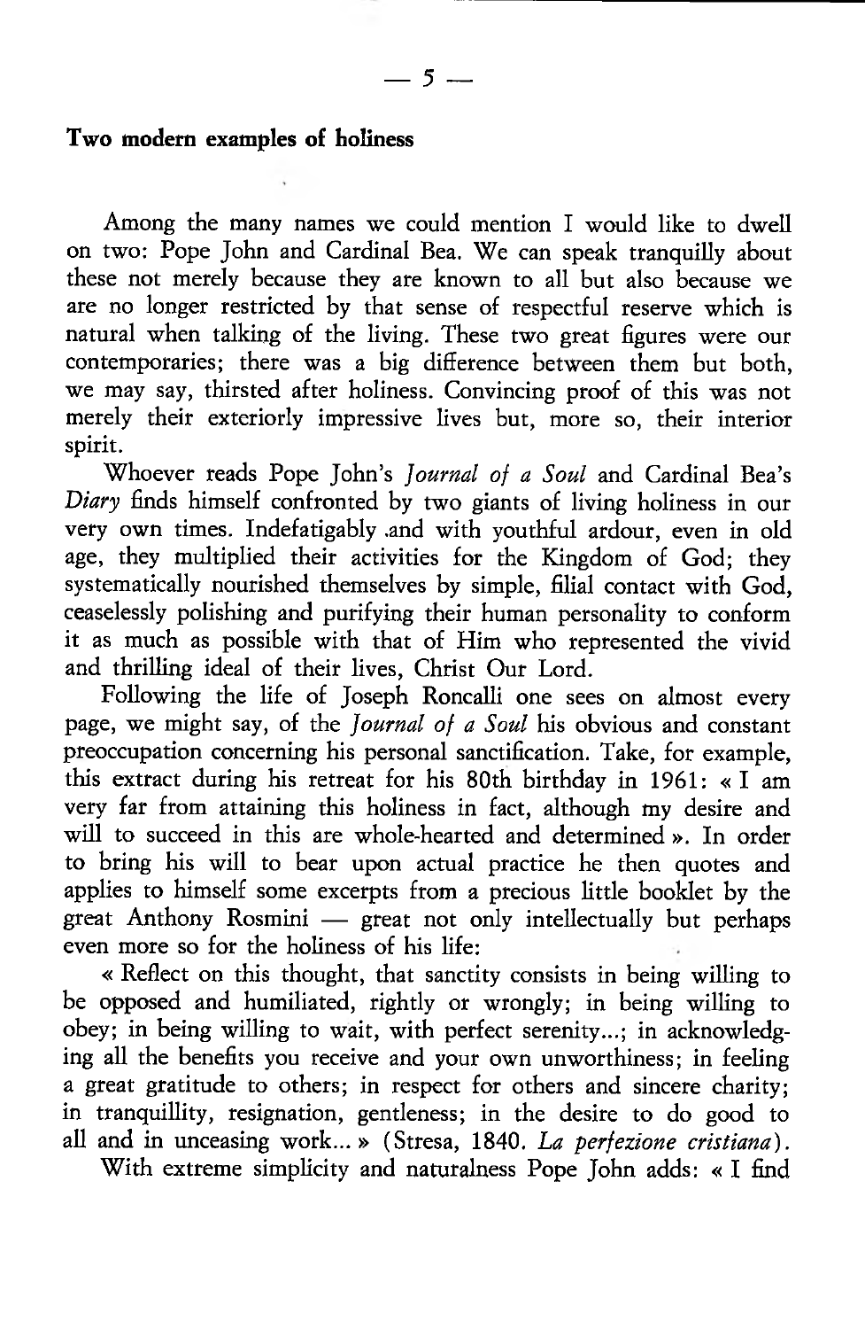**Two modern examples of holiness**

Among the many names we could mention I would like to dwell on two: Pope John and Cardinal Bea. We can speak tranquilly about these not merely because they are known to all but also because we are no longer restricted by that sense of respectful reserve which is natural when talking of the living. These two great figures were our contemporaries; there was a big difference between them but both, we may say, thirsted after holiness. Convincing proof of this was not merely their exteriorly impressive lives but, more so, their interior spirit.

Whoever reads Pope John's *Journal of a Soul* and Cardinal Bea's *Diary* finds himself confronted by two giants of living holiness in our very own times. Indefatigably and with youthful ardour, even in old age, they multiplied their activities for the Kingdom of God; they systematically nourished themselves by simple, filial contact with God, ceaselessly polishing and purifying their human personality to conform it as much as possible with that of Him who represented the vivid and thrilling ideal of their lives, Christ Our Lord.

Following the life of Joseph Roncalli one sees on almost every page, we might say, of the *Journal of a Soul* his obvious and constant preoccupation concerning his personal sanctification. Take, for example, this extract during his retreat for his 80th birthday in 1961: « I am very far from attaining this holiness in fact, although my desire and will to succeed in this are whole-hearted and determined ». In order to bring his will to bear upon actual practice he then quotes and applies to himself some excerpts from a precious little booklet by the great Anthony Rosmini — great not only intellectually but perhaps even more so for the holiness of his life:

« Reflect on this thought, that sanctity consists in being willing to be opposed and humiliated, rightly or wrongly; in being willing to obey; in being willing to wait, with perfect serenity...; in acknowledging all the benefits you receive and your own unworthiness; in feeling a great gratitude to others; in respect for others and sincere charity; in tranquillity, resignation, gentleness; in the desire to do good to all and in unceasing work... » (Stresa, 1840. *La perfezione cristiana*).

With extreme simplicity and naturalness Pope John adds: « I find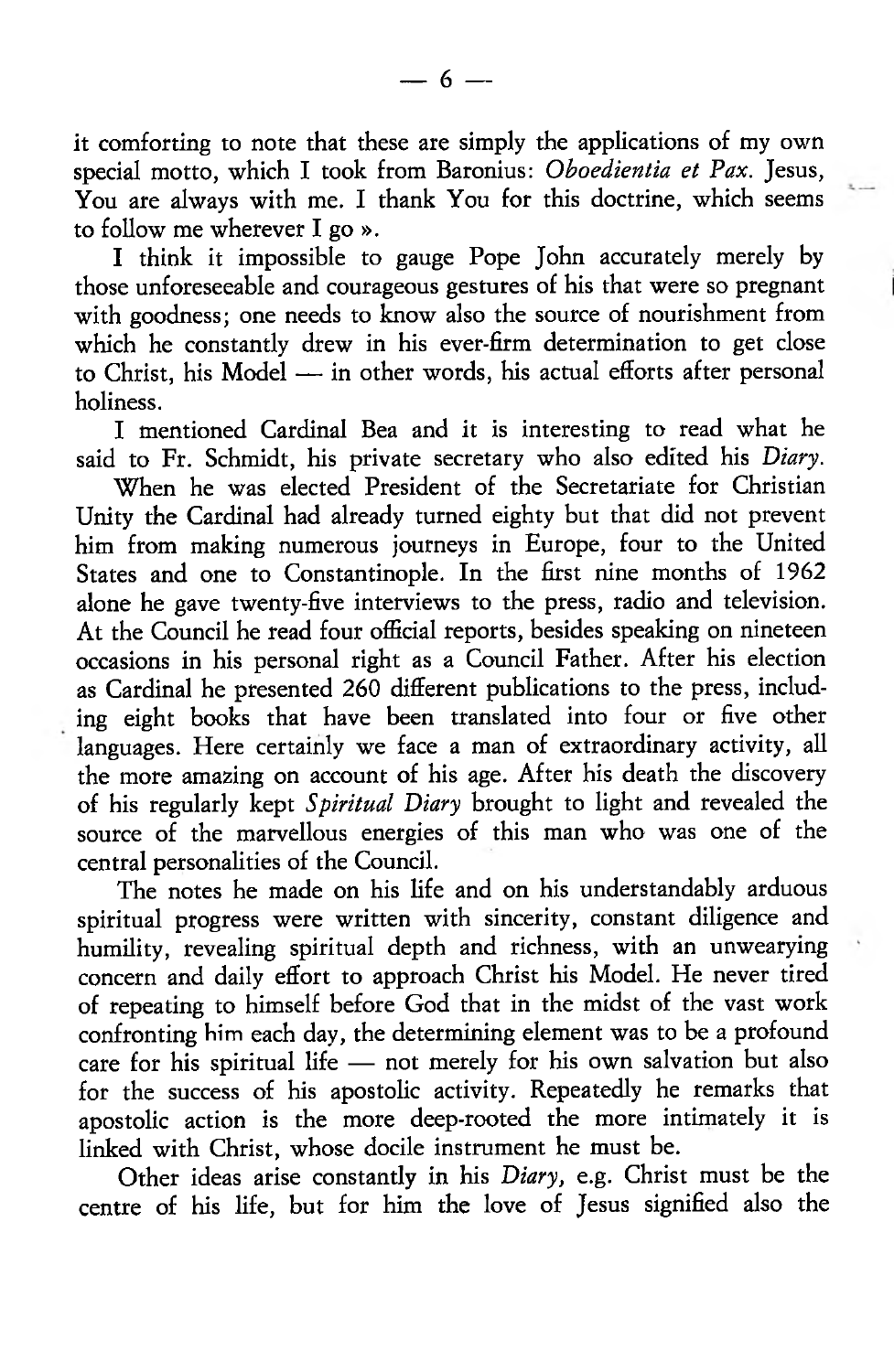it comforting to note that these are simply the applications of my own special motto, which I took from Baronius: *Oboedientia et Pax.* Jesus, You are always with me. I thank You for this doctrine, which seems to follow me wherever I go ».

I think it impossible to gauge Pope John accurately merely by those unforeseeable and courageous gestures of his that were so pregnant with goodness; one needs to know also the source of nourishment from which he constantly drew in his ever-firm determination to get close to Christ, his Model — in other words, his actual efforts after personal holiness.

I mentioned Cardinal Bea and it is interesting to read what he said to Fr. Schmidt, his private secretary who also edited his *Diary.*

When he was elected President of the Secretariate for Christian Unity the Cardinal had already turned eighty but that did not prevent him from making numerous journeys in Europe, four to the United States and one to Constantinople. In the first nine months of 1962 alone he gave twenty-five interviews to the press, radio and television. At the Council he read four official reports, besides speaking on nineteen occasions in his personal right as a Council Father. After his election as Cardinal he presented 260 different publications to the press, including eight books that have been translated into four or five other languages. Here certainly we face a man of extraordinary activity, all the more amazing on account of his age. After his death the discovery of his regularly kept *Spiritual Diary* brought to light and revealed the source of the marvellous energies of this man who was one of the central personalities of the Council.

The notes he made on his life and on his understandably arduous spiritual progress were written with sincerity, constant diligence and humility, revealing spiritual depth and richness, with an unwearying concern and daily effort to approach Christ his Model. He never tired of repeating to himself before God that in the midst of the vast work confronting him each day, the determining element was to be a profound care for his spiritual life — not merely for his own salvation but also for the success of his apostolic activity. Repeatedly he remarks that apostolic action is the more deep-rooted the more intimately it is linked with Christ, whose docile instrument he must be.

Other ideas arise constantly in his *Diary,* e.g. Christ must be the centre of his life, but for him the love of Jesus signified also the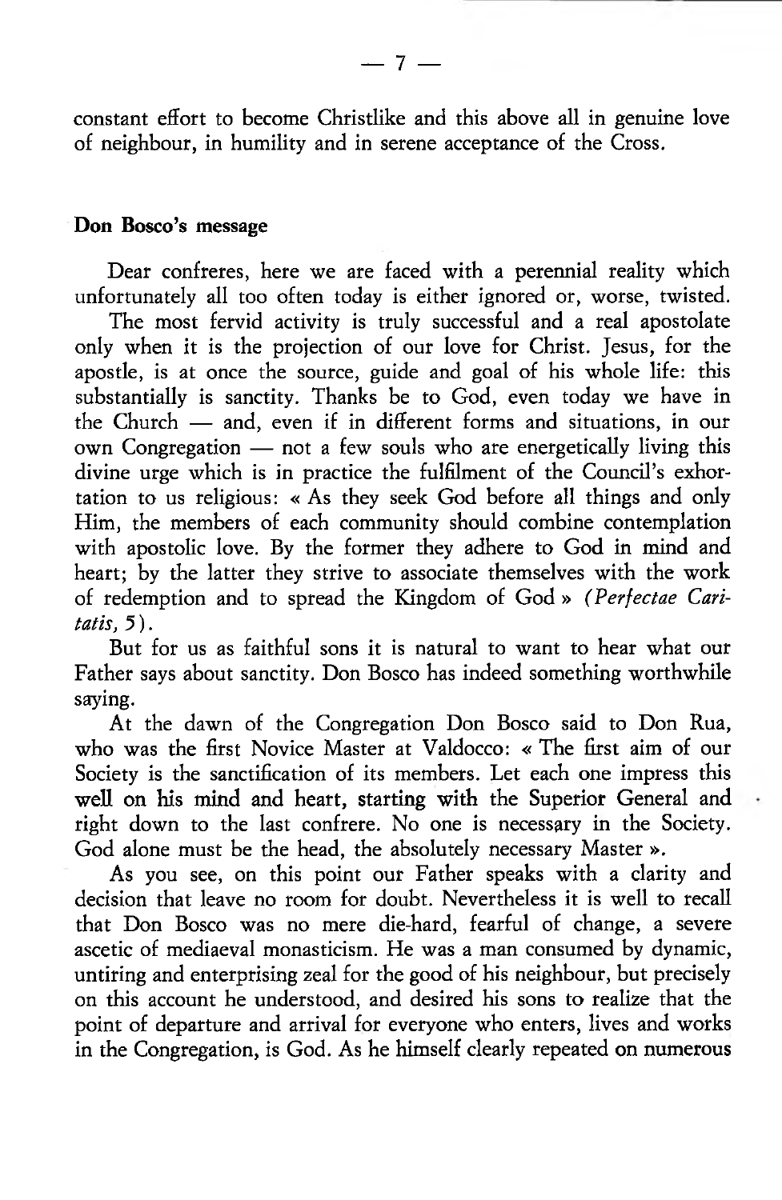constant effort to become Christlike and this above all in genuine love of neighbour, in humility and in serene acceptance of the Cross.

**Don Bosco's message**

Dear confreres, here we are faced with a perennial reality which unfortunately all too often today is either ignored or, worse, twisted.

The most fervid activity is truly successful and a real apostolate only when it is the projection of our love for Christ. Jesus, for the apostle, is at once the source, guide and goal of his whole life: this substantially is sanctity. Thanks be to God, even today we have in the Church — and, even if in different forms and situations, in our own Congregation — not a few souls who are energetically living this divine urge which is in practice the fulfilment of the Council's exhortation to us religious: « As they seek God before all things and only Him, the members of each community should combine contemplation with apostolic love. By the former they adhere to God in mind and heart; by the latter they strive to associate themselves with the work of redemption and to spread the Kingdom of God » *(Perfectae Caritatis,* 5).

But for us as faithful sons it is natural to want to hear what our Father says about sanctity. Don Bosco has indeed something worthwhile saying.

At the dawn of the Congregation Don Bosco said to Don Rua, who was the first Novice Master at Valdocco: « The first aim of our Society is the sanctification of its members. Let each one impress this well on his mind and heart, starting with the Superior General and right down to the last confrere. No one is necessary in the Society. God alone must be the head, the absolutely necessary Master ».

As you see, on this point our Father speaks with a clarity and decision that leave no room for doubt. Nevertheless it is well to recall that Don Bosco was no mere die-hard, fearful of change, a severe ascetic of mediaeval monasticism. He was a man consumed by dynamic, untiring and enterprising zeal for the good of his neighbour, but precisely on this account he understood, and desired his sons to realize that the point of departure and arrival for everyone who enters, lives and works in the Congregation, is God. As he himself clearly repeated on numerous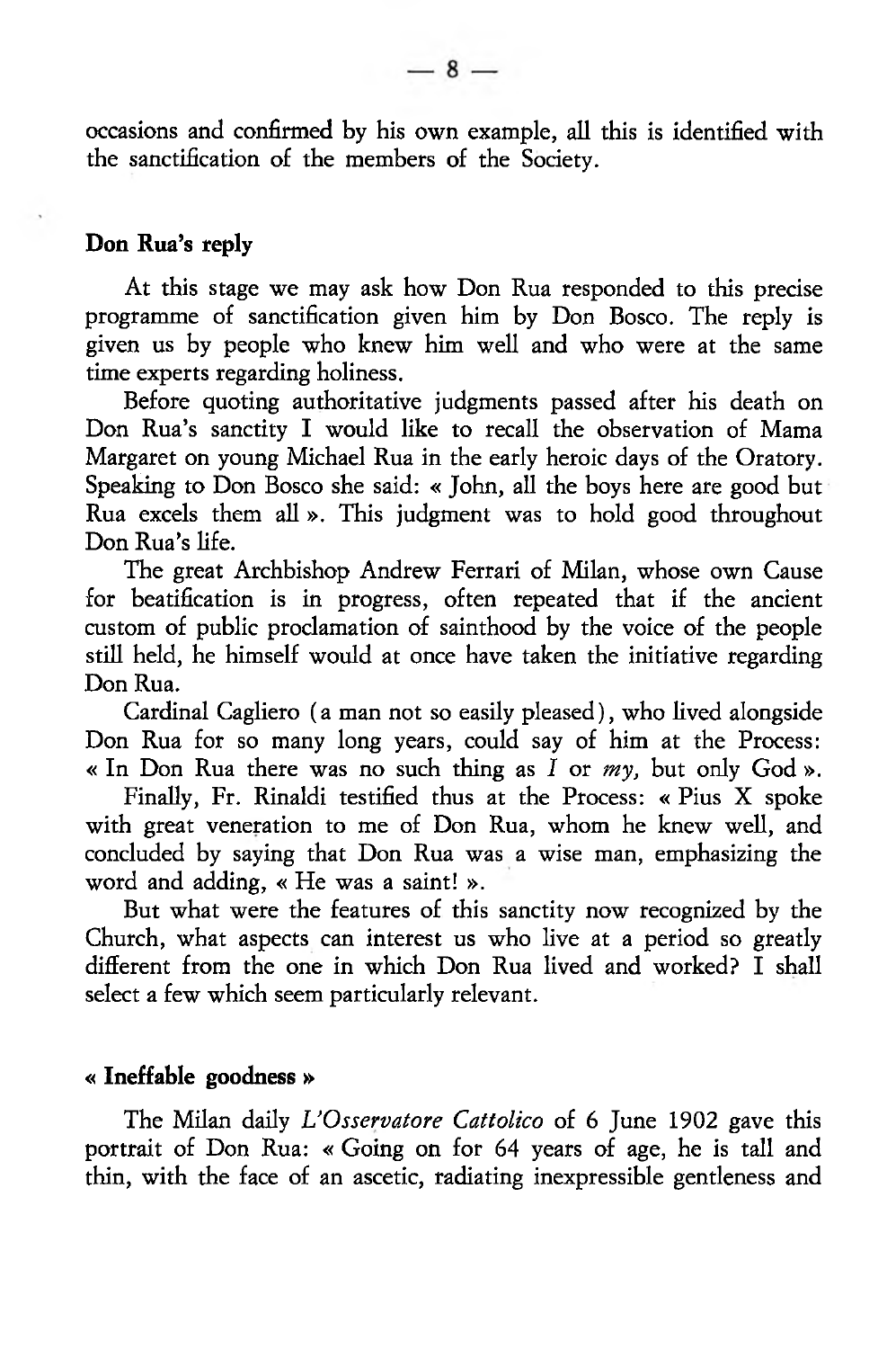occasions and confirmed by his own example, all this is identified with the sanctification of the members of the Society.

## Don Rua's reply

At this stage we may ask how Don Rua responded to this precise programme of sanctification given him by Don Bosco. The reply is given us by people who knew him well and who were at the same time experts regarding holiness.

Before quoting authoritative judgments passed after his death on Don Rua's sanctity I would like to recall the observation of Mama Margaret on young Michael Rua in the early heroic days of the Oratory. Speaking to Don Bosco she said: « John, all the boys here are good but Rua excels them all ». This judgment was to hold good throughout Don Rua's life.

The great Archbishop Andrew Ferrari of Milan, whose own Cause for beatification is in progress, often repeated that if the ancient custom of public proclamation of sainthood by the voice of the people still held, he himself would at once have taken the initiative regarding Don Rua.

Cardinal Cagliero (a man not so easily pleased), who lived alongside Don Rua for so many long years, could say of him at the Process: « In Don Rua there was no such thing as *I* or *my,* but only God ».

Finally, Fr. Rinaldi testified thus at the Process: « Pius X spoke with great veneration to me of Don Rua, whom he knew well, and concluded by saying that Don Rua was a wise man, emphasizing the word and adding, « He was a saint! ».

But what were the features of this sanctity now recognized by the Church, what aspects can interest us who live at a period so greatly different from the one in which Don Rua lived and worked? I shall select a few which seem particularly relevant.

## « Ineffable goodness »

The Milan daily *L'Osservatore Cattolico* of 6 June 1902 gave this portrait of Don Rua: « Going on for 64 years of age, he is tall and thin, with the face of an ascetic, radiating inexpressible gentleness and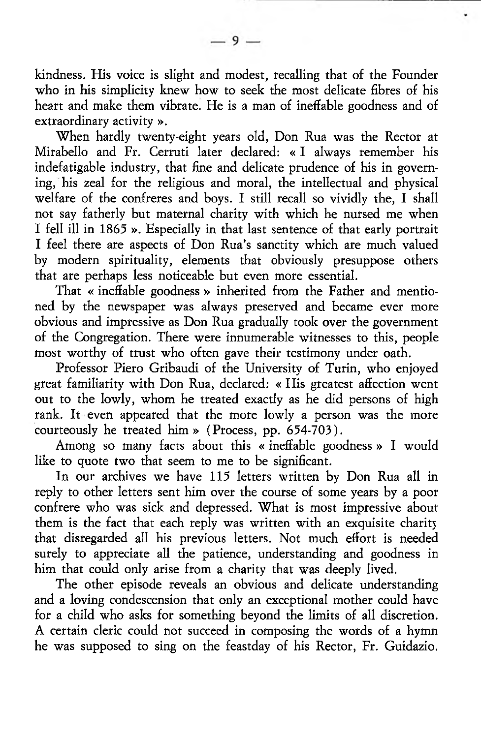kindness. His voice is slight and modest, recalling that of the Founder who in his simplicity knew how to seek the most delicate fibres of his heart and make them vibrate. He is a man of ineffable goodness and of extraordinary activity ».

When hardly twenty-eight years old, Don Rua was the Rector at Mirabello and Fr. Cerruti later declared: « I always remember his indefatigable industry, that fine and delicate prudence of his in governing, his zeal for the religious and moral, the intellectual and physical welfare of the confreres and boys. I still recall so vividly the, I shall not say fatherly but maternal charity with which he nursed me when I fell ill in 1865 ». Especially in that last sentence of that early portrait I feel there are aspects of Don Rua's sanctity which are much valued by modern spirituality, elements that obviously presuppose others that are perhaps less noticeable but even more essential.

That « ineffable goodness » inherited from the Father and mentioned by the newspaper was always preserved and became ever more obvious and impressive as Don Rua gradually took over the government of the Congregation. There were innumerable witnesses to this, people most worthy of trust who often gave their testimony under oath.

Professor Piero Gribaudi of the University of Turin, who enjoyed great familiarity with Don Rua, declared: « His greatest affection went out to the lowly, whom he treated exactly as he did persons of high rank. It even appeared that the more lowly a person was the more courteously he treated him » (Process, pp. 654-703).

Among so many facts about this « ineffable goodness » I would like to quote two that seem to me to be significant.

In our archives we have 115 letters written by Don Rua all in reply to other letters sent him over the course of some years by a poor confrere who was sick and depressed. What is most impressive about them is the fact that each reply was written with an exquisite charity that disregarded all his previous letters. Not much effort is needed surely to appreciate all the patience, understanding and goodness in him that could only arise from a charity that was deeply lived.

The other episode reveals an obvious and delicate understanding and a loving condescension that only an exceptional mother could have for a child who asks for something beyond the limits of all discretion. A certain cleric could not succeed in composing the words of a hymn he was supposed to sing on the feastday of his Rector, Fr. Guidazio.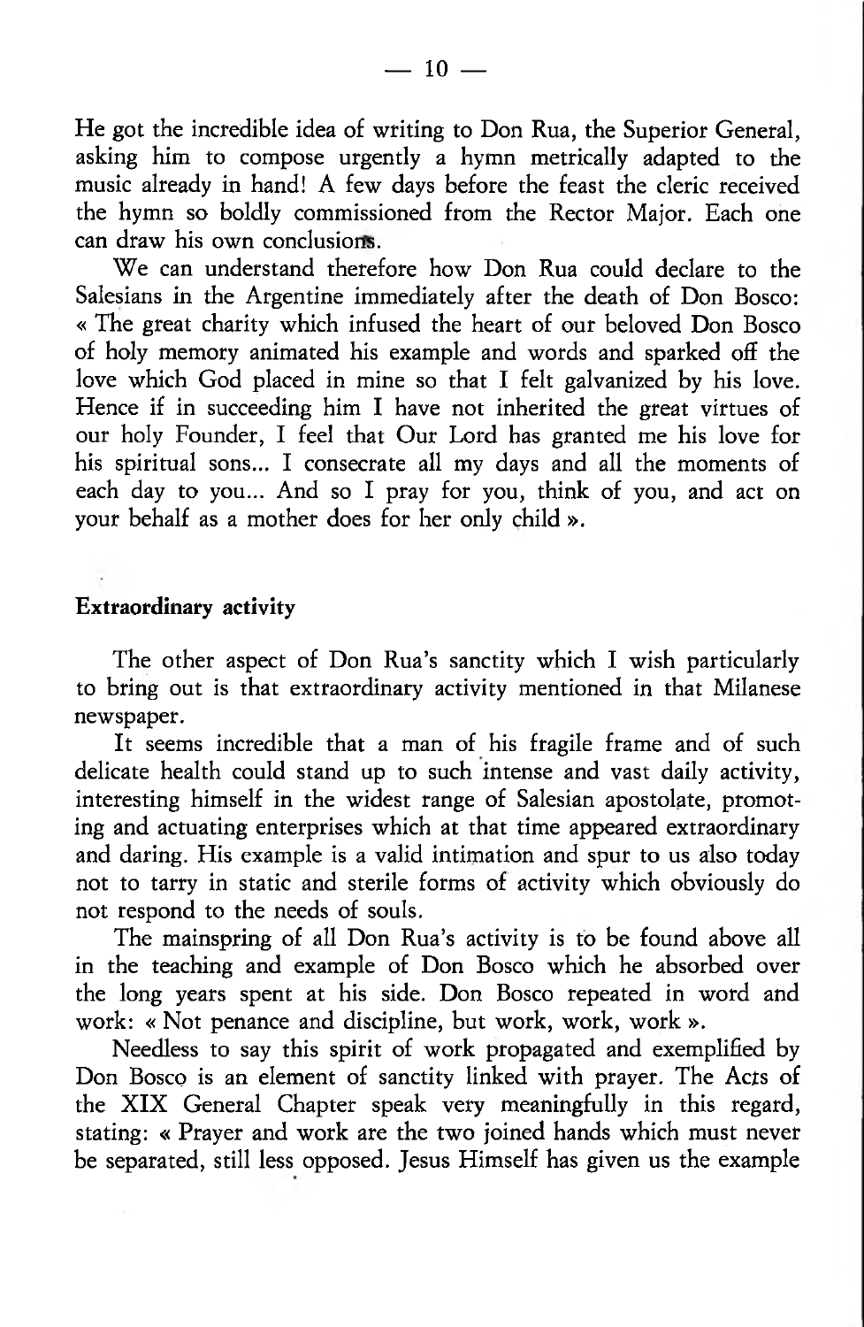He got the incredible idea of writing to Don Rua, the Superior General, asking him to compose urgently a hymn metrically adapted to the music already in hand! A few days before the feast the cleric received the hymn so boldly commissioned from the Rector Major. Each one can draw his own conclusions.

We can understand therefore how Don Rua could declare to the Salesians in the Argentine immediately after the death of Don Bosco: « The great charity which infused the heart of our beloved Don Bosco of holy memory animated his example and words and sparked off the love which God placed in mine so that I felt galvanized by his love. Hence if in succeeding him I have not inherited the great virtues of our holy Founder, I feel that Our Lord has granted me his love for his spiritual sons... I consecrate all my days and all the moments of each day to you... And so I pray for you, think of you, and act on your behalf as a mother does for her only child ».

**Extraordinary activity**

The other aspect of Don Rua's sanctity which I wish particularly to bring out is that extraordinary activity mentioned in that Milanese newspaper.

It seems incredible that a man of his fragile frame and of such delicate health could stand up to such intense and vast daily activity, interesting himself in the widest range of Salesian apostolate, promoting and actuating enterprises which at that time appeared extraordinary and daring. His example is a valid intimation and spur to us also today not to tarry in static and sterile forms of activity which obviously do not respond to the needs of souls.

The mainspring of all Don Rua's activity is to be found above all in the teaching and example of Don Bosco which he absorbed over the long years spent at his side. Don Bosco repeated in word and work: « Not penance and discipline, but work, work, work ».

Needless to say this spirit of work propagated and exemplified by Don Bosco is an element of sanctity linked with prayer. The Acts of the XIX General Chapter speak very meaningfully in this regard, stating: « Prayer and work are the two joined hands which must never be separated, still less opposed. Jesus Himself has given us the example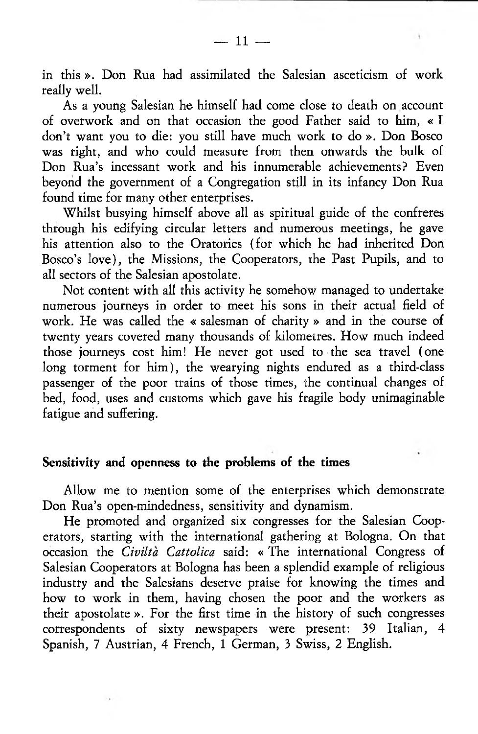in this ». Don Rua had assimilated the Salesian asceticism of work really well.

As a young Salesian he himself had come close to death on account of overwork and on that occasion the good Father said to him, « I don't want you to die: you still have much work to do ». Don Bosco was right, and who could measure from then onwards the bulk of Don Rua's incessant work and his innumerable achievements? Even beyond the government of a Congregation still in its infancy Don Rua found time for many other enterprises.

Whilst busying himself above all as spiritual guide of the confreres through his edifying circular letters and numerous meetings, he gave his attention also to the Oratories (for which he had inherited Don Bosco's love), the Missions, the Cooperators, the Past Pupils, and to all sectors of the Salesian apostolate.

Not content with all this activity he somehow managed to undertake numerous journeys in order to meet his sons in their actual field of work. He was called the « salesman of charity » and in the course of twenty years covered many thousands of kilometres. How much indeed those journeys cost him! He never got used to the sea travel (one long torment for him), the wearying nights endured as a third-class passenger of the poor trains of those times, the continual changes of bed, food, uses and customs which gave his fragile body unimaginable fatigue and suffering.

## Sensitivity and openness to the problems of the times

Allow me to mention some of the enterprises which demonstrate Don Rua's open-mindedness, sensitivity and dynamism.

He promoted and organized six congresses for the Salesian Cooperators, starting with the international gathering at Bologna. On that occasion the *Civiltà Cattolica* said: « The international Congress of Salesian Cooperators at Bologna has been a splendid example of religious industry and the Salesians deserve praise for knowing the times and how to work in them, having chosen the poor and the workers as their apostolate ». For the first time in the history of such congresses correspondents of sixty newspapers were present: 39 Italian, 4 Spanish, 7 Austrian, 4 French, 1 German, 3 Swiss, 2 English.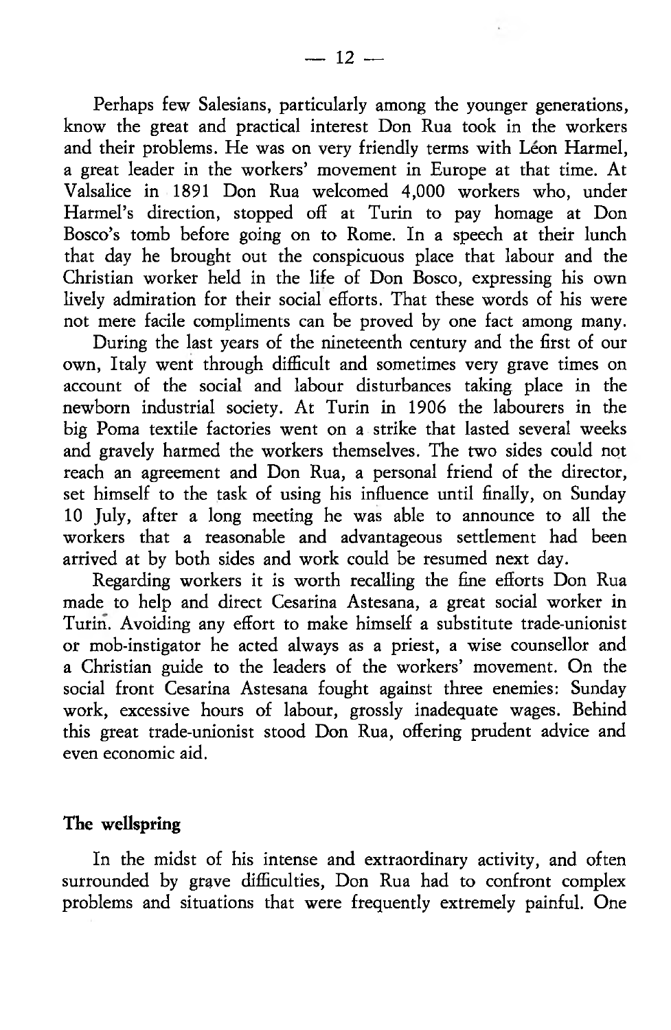Perhaps few Salesians, particularly among the younger generations, know the great and practical interest Don Rua took in the workers and their problems. He was on very friendly terms with Léon Harmel, a great leader in the workers' movement in Europe at that time. At Valsalice in 1891 Don Rua welcomed 4,000 workers who, under Harmel's direction, stopped off at Turin to pay homage at Don Bosco's tomb before going on to Rome. In a speech at their lunch that day he brought out the conspicuous place that labour and the Christian worker held in the life of Don Bosco, expressing his own lively admiration for their social efforts. That these words of his were not mere facile compliments can be proved by one fact among many.

During the last years of the nineteenth century and the first of our own, Italy went through difficult and sometimes very grave times on account of the social and labour disturbances taking place in the newborn industrial society. At Turin in 1906 the labourers in the big Poma textile factories went on a strike that lasted several weeks and gravely harmed the workers themselves. The two sides could not reach an agreement and Don Rua, a personal friend of the director, set himself to the task of using his influence until finally, on Sunday 10 July, after a long meeting he was able to announce to all the workers that a reasonable and advantageous settlement had been arrived at by both sides and work could be resumed next day.

Regarding workers it is worth recalling the fine efforts Don Rua made to help and direct Cesarina Astesana, a great social worker in Turin. Avoiding any effort to make himself a substitute trade-unionist or mob-instigator he acted always as a priest, a wise counsellor and a Christian guide to the leaders of the workers' movement. On the social front Cesarina Astesana fought against three enemies: Sunday work, excessive hours of labour, grossly inadequate wages. Behind this great trade-unionist stood Don Rua, offering prudent advice and even economic aid.

## The wellspring

In the midst of his intense and extraordinary activity, and often surrounded by grave difficulties, Don Rua had to confront complex problems and situations that were frequently extremely painful. One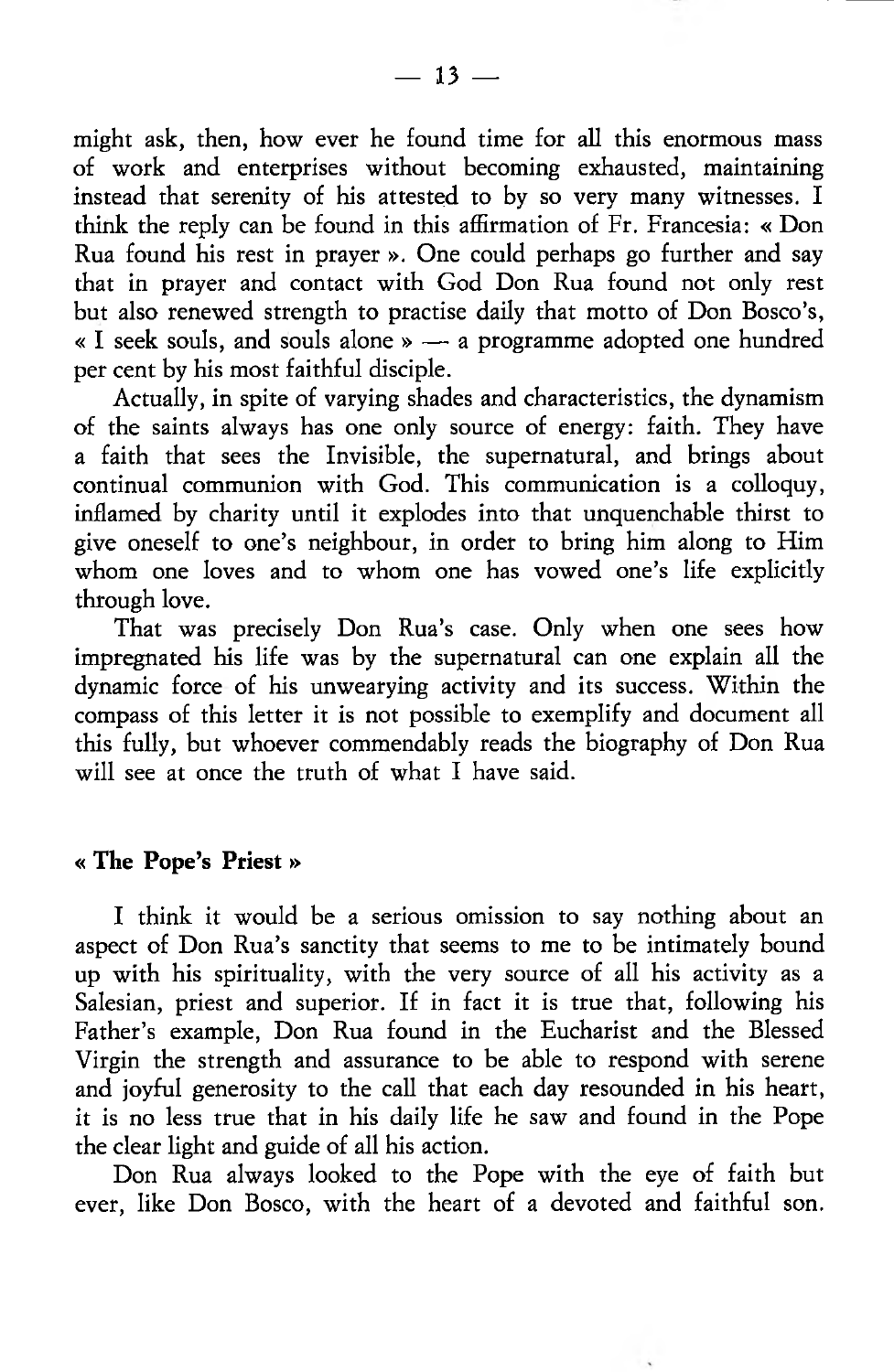might ask, then, how ever he found time for all this enormous mass of work and enterprises without becoming exhausted, maintaining instead that serenity of his attested to by so very many witnesses. I think the reply can be found in this affirmation of Fr. Francesia: « Don Rua found his rest in prayer ». One could perhaps go further and say that in prayer and contact with God Don Rua found not only rest but also renewed strength to practise daily that motto of Don Bosco's, « I seek souls, and souls alone » — a programme adopted one hundred per cent by his most faithful disciple.

Actually, in spite of varying shades and characteristics, the dynamism of the saints always has one only source of energy: faith. They have a faith that sees the Invisible, the supernatural, and brings about continual communion with God. This communication is a colloquy, inflamed by charity until it explodes into that unquenchable thirst to give oneself to one's neighbour, in order to bring him along to Him whom one loves and to whom one has vowed one's life explicitly through love.

That was precisely Don Rua's case. Only when one sees how impregnated his life was by the supernatural can one explain all the dynamic force of his unwearying activity and its success. Within the compass of this letter it is not possible to exemplify and document all this fully, but whoever commendably reads the biography of Don Rua will see at once the truth of what I have said.

### « The Pope's Priest »

I think it would be a serious omission to say nothing about an aspect of Don Rua's sanctity that seems to me to be intimately bound up with his spirituality, with the very source of all his activity as a Salesian, priest and superior. If in fact it is true that, following his Father's example, Don Rua found in the Eucharist and the Blessed Virgin the strength and assurance to be able to respond with serene and joyful generosity to the call that each day resounded in his heart, it is no less true that in his daily life he saw and found in the Pope the clear light and guide of all his action.

Don Rua always looked to the Pope with the eye of faith but ever, like Don Bosco, with the heart of a devoted and faithful son.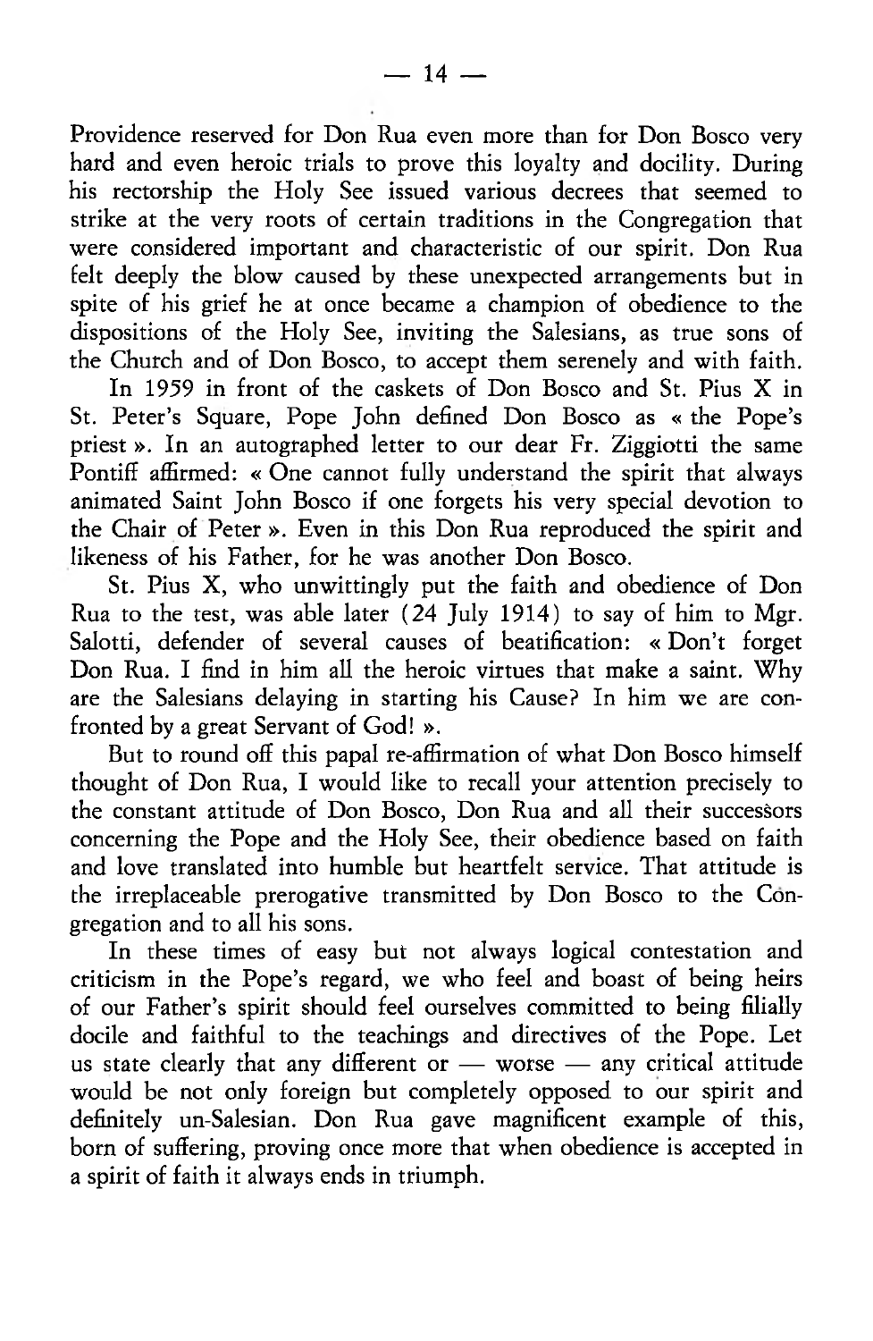Providence reserved for Don Rua even more than for Don Bosco very hard and even heroic trials to prove this loyalty and docility. During his rectorship the Holy See issued various decrees that seemed to strike at the very roots of certain traditions in the Congregation that were considered important and characteristic of our spirit. Don Rua felt deeply the blow caused by these unexpected arrangements but in spite of his grief he at once became a champion of obedience to the dispositions of the Holy See, inviting the Salesians, as true sons of the Church and of Don Bosco, to accept them serenely and with faith.

In 1959 in front of the caskets of Don Bosco and St. Pius X in St. Peter's Square, Pope John defined Don Bosco as « the Pope's priest ». In an autographed letter to our dear Fr. Ziggiotti the same Pontiff affirmed: « One cannot fully understand the spirit that always animated Saint John Bosco if one forgets his very special devotion to the Chair of Peter ». Even in this Don Rua reproduced the spirit and likeness of his Father, for he was another Don Bosco.

St. Pius X, who unwittingly put the faith and obedience of Don Rua to the test, was able later (24 July 1914) to say of him to Mgr. Salotti, defender of several causes of beatification: « Don't forget Don Rua. I find in him all the heroic virtues that make a saint. Why are the Salesians delaying in starting his Cause? In him we are confronted by a great Servant of God! ».

But to round off this papal re-affirmation of what Don Bosco himself thought of Don Rua, I would like to recall your attention precisely to the constant attitude of Don Bosco, Don Rua and all their successors concerning the Pope and the Holy See, their obedience based on faith and love translated into humble but heartfelt service. That attitude is the irreplaceable prerogative transmitted by Don Bosco to the Congregation and to all his sons.

In these times of easy but not always logical contestation and criticism in the Pope's regard, we who feel and boast of being heirs of our Father's spirit should feel ourselves committed to being filially docile and faithful to the teachings and directives of the Pope. Let us state clearly that any different or — worse — any critical attitude would be not only foreign but completely opposed to our spirit and definitely un-Salesian. Don Rua gave magnificent example of this, born of suffering, proving once more that when obedience is accepted in a spirit of faith it always ends in triumph.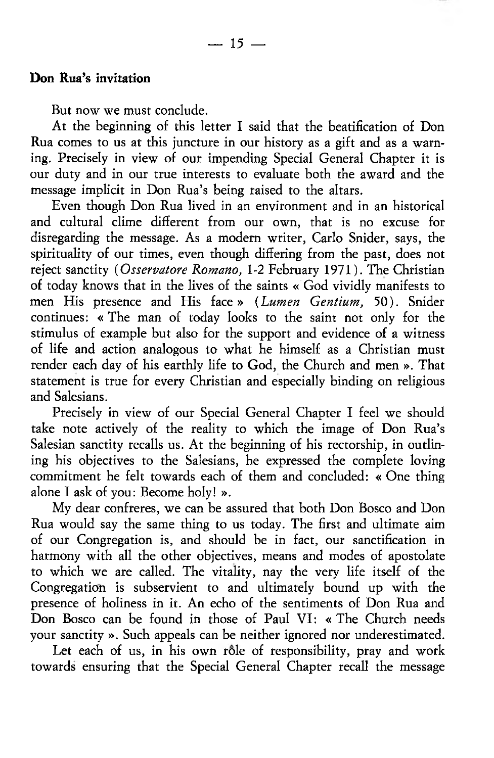**Don Rua's invitation**

But now we must conclude.

At the beginning of this letter I said that the beatification of Don Rua comes to us at this juncture in our history as a gift and as a warning. Precisely in view of our impending Special General Chapter it is our duty and in our true interests to evaluate both the award and the message implicit in Don Rua's being raised to the altars.

Even though Don Rua lived in an environment and in an historical and cultural clime different from our own, that is no excuse for disregarding the message. As a modern writer, Carlo Snider, says, the spirituality of our times, even though differing from the past, does not reject sanctity (*Osservatore Romano,* 1-2 February 1971). The Christian of today knows that in the lives of the saints « God vividly manifests to men His presence and His face » (*Lumen Gentium,* 50). Snider continues: « The man of today looks to the saint not only for the stimulus of example but also for the support and evidence of a witness of life and action analogous to what he himself as a Christian must render each day of his earthly life to God, the Church and men ». That statement is true for every Christian and especially binding on religious and Salesians.

Precisely in view of our Special General Chapter I feel we should take note actively of the reality to which the image of Don Rua's Salesian sanctity recalls us. At the beginning of his rectorship, in outlining his objectives to the Salesians, he expressed the complete loving commitment he felt towards each of them and concluded: « One thing alone I ask of you: Become holy! ».

My dear confreres, we can be assured that both Don Bosco and Don Rua would say the same thing to us today. The first and ultimate aim of our Congregation is, and should be in fact, our sanctification in harmony with all the other objectives, means and modes of apostolate to which we are called. The vitality, nay the very life itself of the Congregation is subservient to and ultimately bound up with the presence of holiness in it. An echo of the sentiments of Don Rua and Don Bosco can be found in those of Paul VI: « The Church needs your sanctity ». Such appeals can be neither ignored nor underestimated.

Let each of us, in his own rôle of responsibility, pray and work towards ensuring that the Special General Chapter recall the message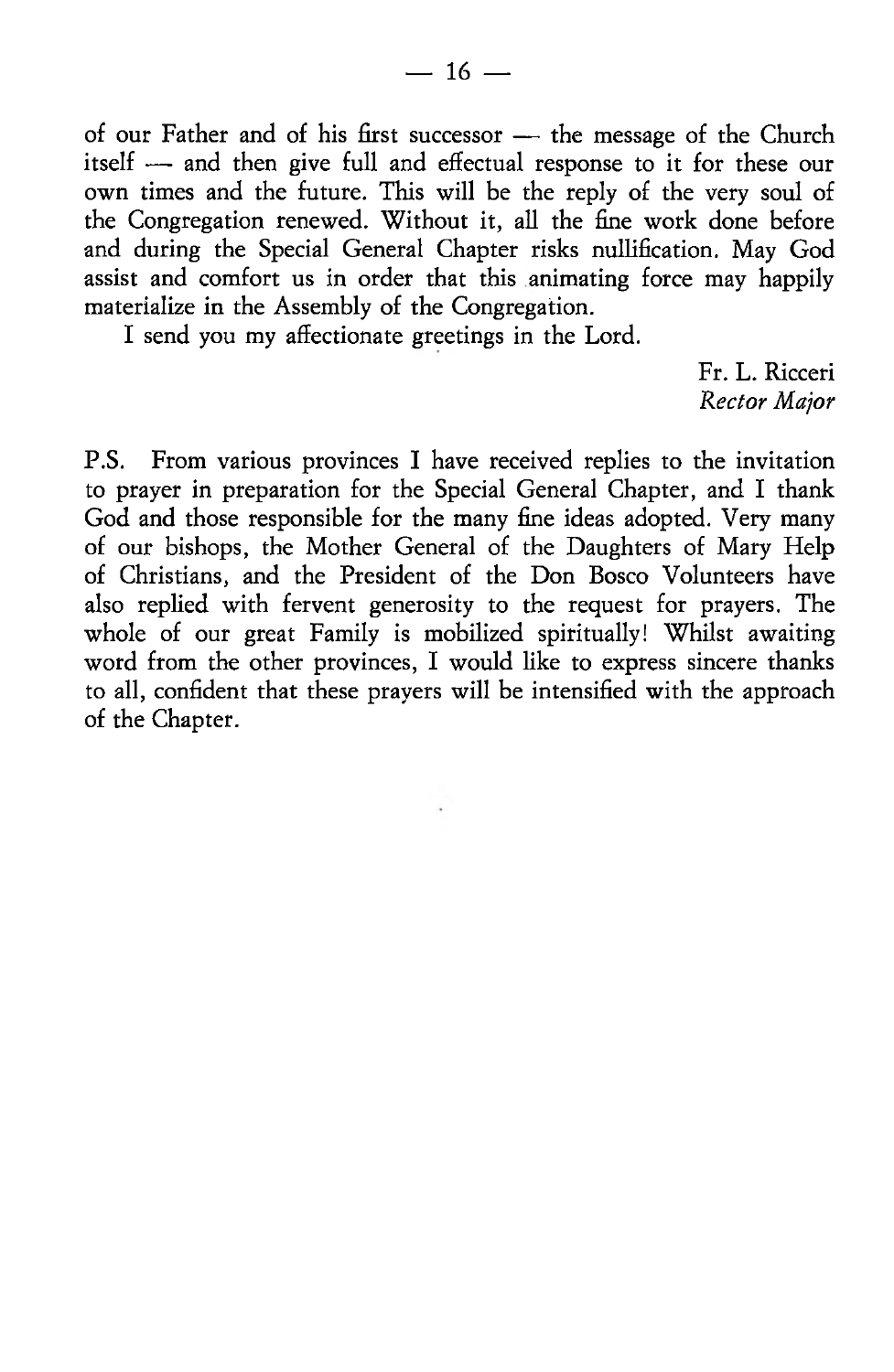of our Father and of his first successor — the message of the Church itself — and then give full and effectual response to it for these our own times and the future. This will be the reply of the very soul of the Congregation renewed. Without it, all the fine work done before and during the Special General Chapter risks nullification. May God assist and comfort us in order that this animating force may happily materialize in the Assembly of the Congregation.

I send you my affectionate greetings in the Lord.

Fr. L. Ricceri
*Rector Major*

P.S. From various provinces I have received replies to the invitation to prayer in preparation for the Special General Chapter, and I thank God and those responsible for the many fine ideas adopted. Very many of our bishops, the Mother General of the Daughters of Mary Help of Christians, and the President of the Don Bosco Volunteers have also replied with fervent generosity to the request for prayers. The whole of our great Family is mobilized spiritually! Whilst awaiting word from the other provinces, I would like to express sincere thanks to all, confident that these prayers will be intensified with the approach of the Chapter.